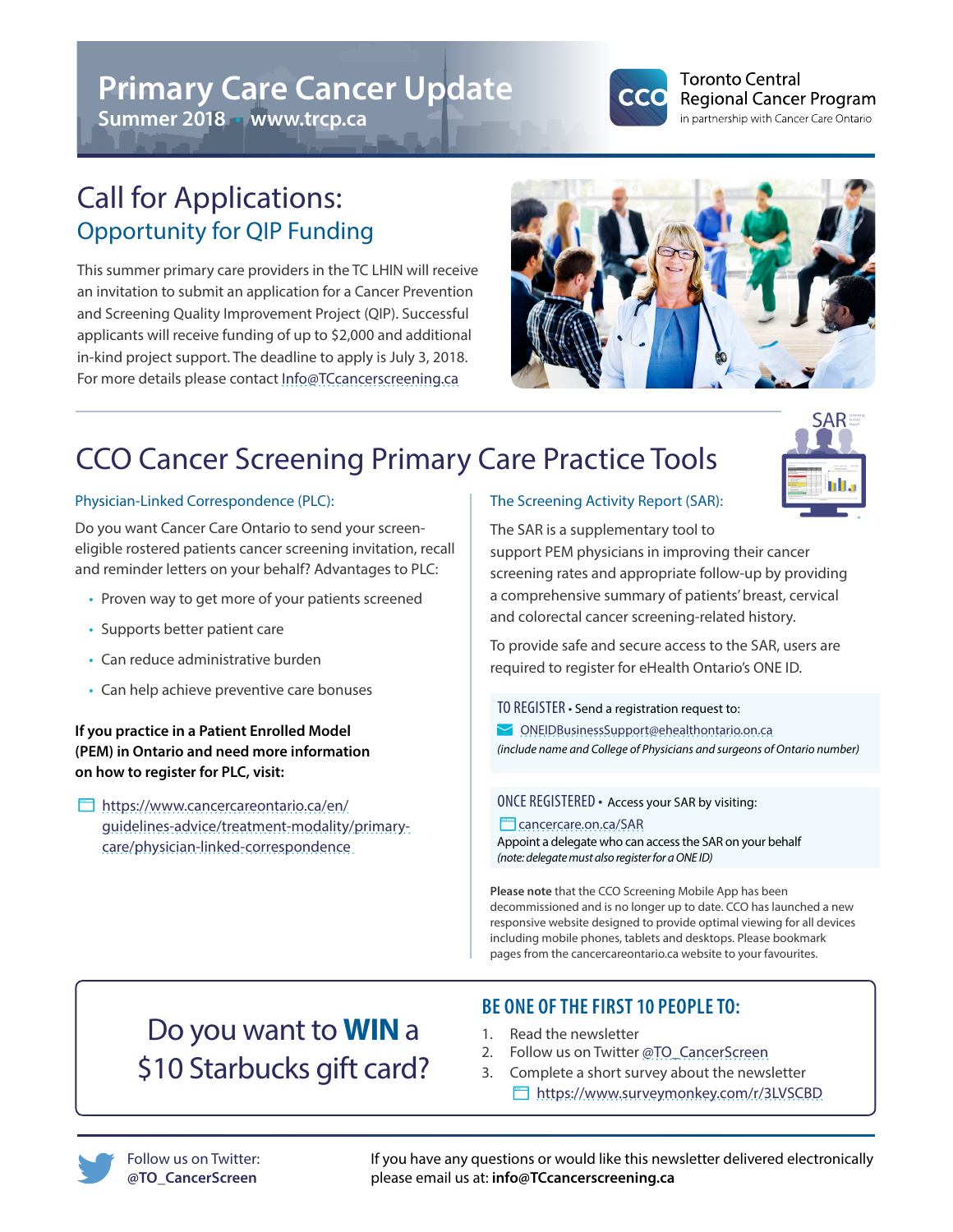# Primary Care Cancer Update

**Summer 2018 • www.trcp.ca**

Toronto Central Regional Cancer Program
in partnership with Cancer Care Ontario

## Call for Applications:
### Opportunity for QIP Funding

This summer primary care providers in the TC LHIN will receive an invitation to submit an application for a Cancer Prevention and Screening Quality Improvement Project (QIP). Successful applicants will receive funding of up to $2,000 and additional in-kind project support. The deadline to apply is July 3, 2018. For more details please contact Info@TCcancerscreening.ca

## CCO Cancer Screening Primary Care Practice Tools

### Physician-Linked Correspondence (PLC):

Do you want Cancer Care Ontario to send your screen-eligible rostered patients cancer screening invitation, recall and reminder letters on your behalf? Advantages to PLC:

- Proven way to get more of your patients screened
- Supports better patient care
- Can reduce administrative burden
- Can help achieve preventive care bonuses

**If you practice in a Patient Enrolled Model (PEM) in Ontario and need more information on how to register for PLC, visit:**

https://www.cancercareontario.ca/en/guidelines-advice/treatment-modality/primary-care/physician-linked-correspondence

### The Screening Activity Report (SAR):

The SAR is a supplementary tool to support PEM physicians in improving their cancer screening rates and appropriate follow-up by providing a comprehensive summary of patients' breast, cervical and colorectal cancer screening-related history.

To provide safe and secure access to the SAR, users are required to register for eHealth Ontario's ONE ID.

TO REGISTER • Send a registration request to:
ONEIDBusinessSupport@ehealthontario.on.ca
*(include name and College of Physicians and surgeons of Ontario number)*

ONCE REGISTERED • Access your SAR by visiting:
cancercare.on.ca/SAR
Appoint a delegate who can access the SAR on your behalf
*(note: delegate must also register for a ONE ID)*

**Please note** that the CCO Screening Mobile App has been decommissioned and is no longer up to date. CCO has launched a new responsive website designed to provide optimal viewing for all devices including mobile phones, tablets and desktops. Please bookmark pages from the cancercareontario.ca website to your favourites.

## Do you want to **WIN** a $10 Starbucks gift card?

**BE ONE OF THE FIRST 10 PEOPLE TO:**

1. Read the newsletter
2. Follow us on Twitter @TO_CancerScreen
3. Complete a short survey about the newsletter
   https://www.surveymonkey.com/r/3LVSCBD

Follow us on Twitter: **@TO_CancerScreen**

If you have any questions or would like this newsletter delivered electronically please email us at: **info@TCcancerscreening.ca**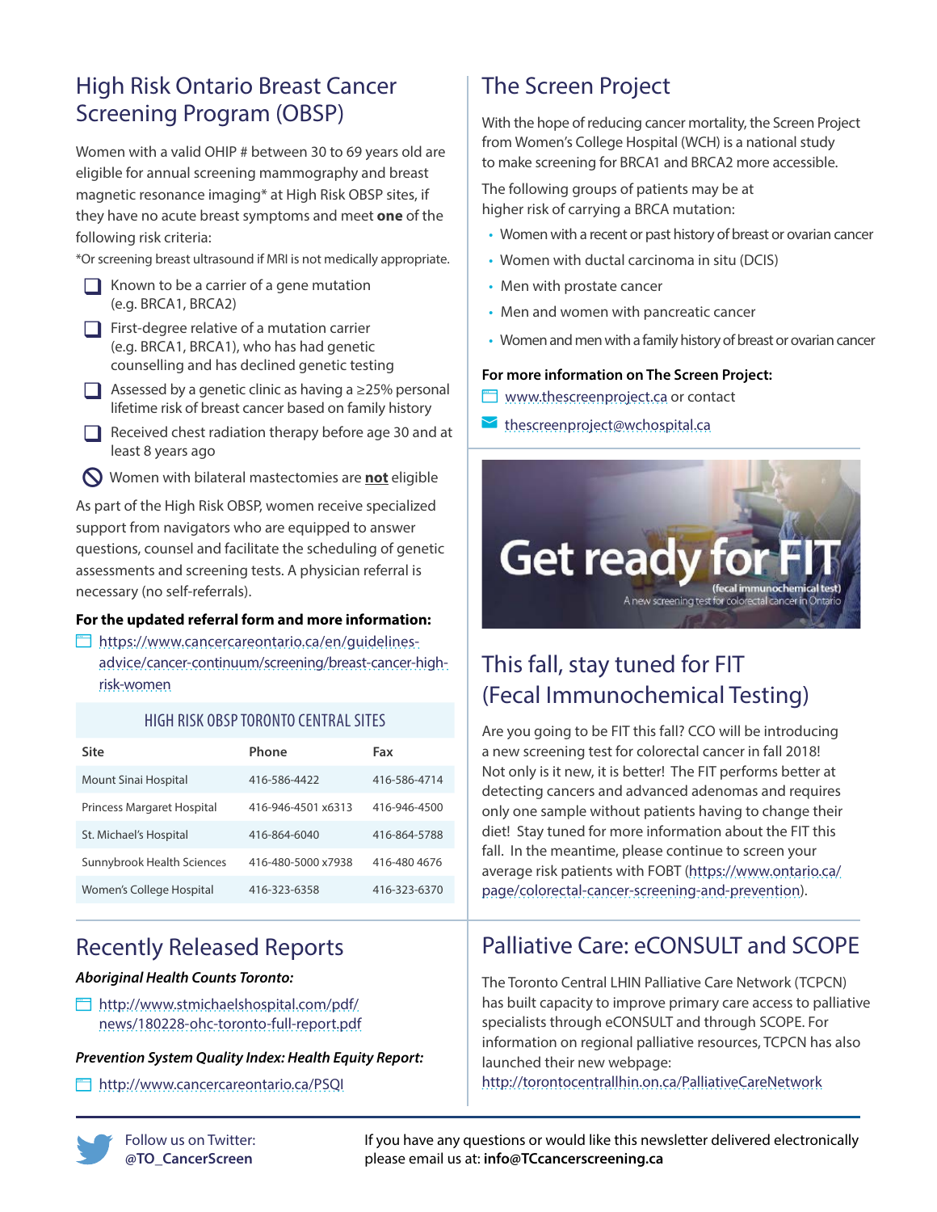## High Risk Ontario Breast Cancer Screening Program (OBSP)

Women with a valid OHIP # between 30 to 69 years old are eligible for annual screening mammography and breast magnetic resonance imaging* at High Risk OBSP sites, if they have no acute breast symptoms and meet **one** of the following risk criteria:

*Or screening breast ultrasound if MRI is not medically appropriate.

- ☐ Known to be a carrier of a gene mutation (e.g. BRCA1, BRCA2)
- ☐ First-degree relative of a mutation carrier (e.g. BRCA1, BRCA1), who has had genetic counselling and has declined genetic testing
- ☐ Assessed by a genetic clinic as having a ≥25% personal lifetime risk of breast cancer based on family history
- ☐ Received chest radiation therapy before age 30 and at least 8 years ago
- ⃠ Women with bilateral mastectomies are **not** eligible

As part of the High Risk OBSP, women receive specialized support from navigators who are equipped to answer questions, counsel and facilitate the scheduling of genetic assessments and screening tests. A physician referral is necessary (no self-referrals).

**For the updated referral form and more information:**

https://www.cancercareontario.ca/en/guidelines-advice/cancer-continuum/screening/breast-cancer-high-risk-women

HIGH RISK OBSP TORONTO CENTRAL SITES

| Site | Phone | Fax |
|---|---|---|
| Mount Sinai Hospital | 416-586-4422 | 416-586-4714 |
| Princess Margaret Hospital | 416-946-4501 x6313 | 416-946-4500 |
| St. Michael's Hospital | 416-864-6040 | 416-864-5788 |
| Sunnybrook Health Sciences | 416-480-5000 x7938 | 416-480 4676 |
| Women's College Hospital | 416-323-6358 | 416-323-6370 |

## Recently Released Reports

***Aboriginal Health Counts Toronto:***

http://www.stmichaelshospital.com/pdf/news/180228-ohc-toronto-full-report.pdf

***Prevention System Quality Index: Health Equity Report:***

http://www.cancercareontario.ca/PSQI

## The Screen Project

With the hope of reducing cancer mortality, the Screen Project from Women's College Hospital (WCH) is a national study to make screening for BRCA1 and BRCA2 more accessible.

The following groups of patients may be at higher risk of carrying a BRCA mutation:

- Women with a recent or past history of breast or ovarian cancer
- Women with ductal carcinoma in situ (DCIS)
- Men with prostate cancer
- Men and women with pancreatic cancer
- Women and men with a family history of breast or ovarian cancer

**For more information on The Screen Project:**

www.thescreenproject.ca or contact

thescreenproject@wchospital.ca

Get ready for FIT
(fecal immunochemical test)
A new screening test for colorectal cancer in Ontario

## This fall, stay tuned for FIT (Fecal Immunochemical Testing)

Are you going to be FIT this fall? CCO will be introducing a new screening test for colorectal cancer in fall 2018! Not only is it new, it is better! The FIT performs better at detecting cancers and advanced adenomas and requires only one sample without patients having to change their diet! Stay tuned for more information about the FIT this fall. In the meantime, please continue to screen your average risk patients with FOBT (https://www.ontario.ca/page/colorectal-cancer-screening-and-prevention).

## Palliative Care: eCONSULT and SCOPE

The Toronto Central LHIN Palliative Care Network (TCPCN) has built capacity to improve primary care access to palliative specialists through eCONSULT and through SCOPE. For information on regional palliative resources, TCPCN has also launched their new webpage: http://torontocentrallhin.on.ca/PalliativeCareNetwork

Follow us on Twitter: **@TO_CancerScreen**

If you have any questions or would like this newsletter delivered electronically please email us at: **info@TCcancerscreening.ca**